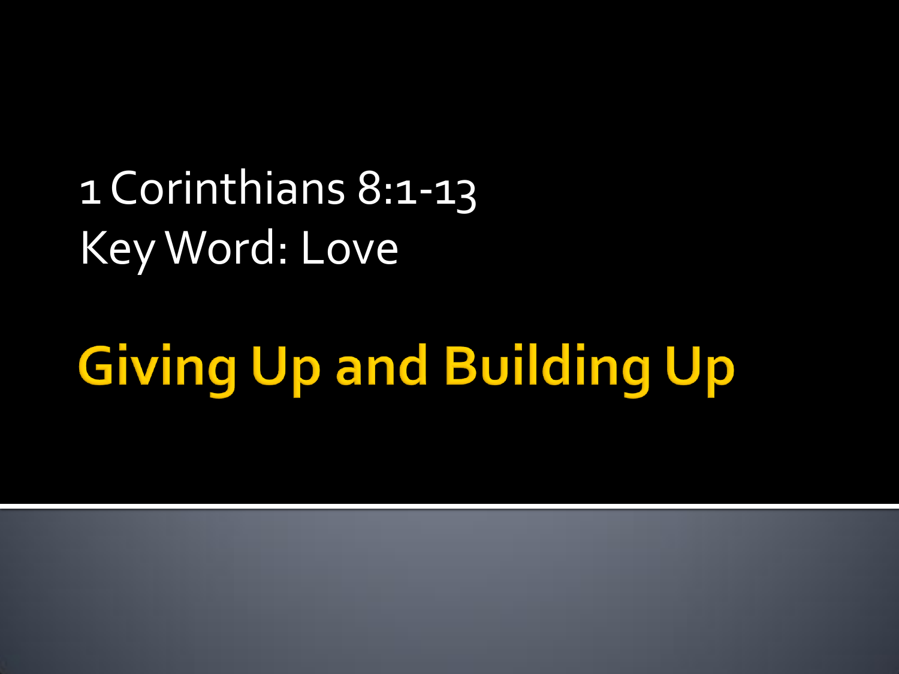1 Corinthians 8:1-13
Key Word: Love

# Giving Up and Building Up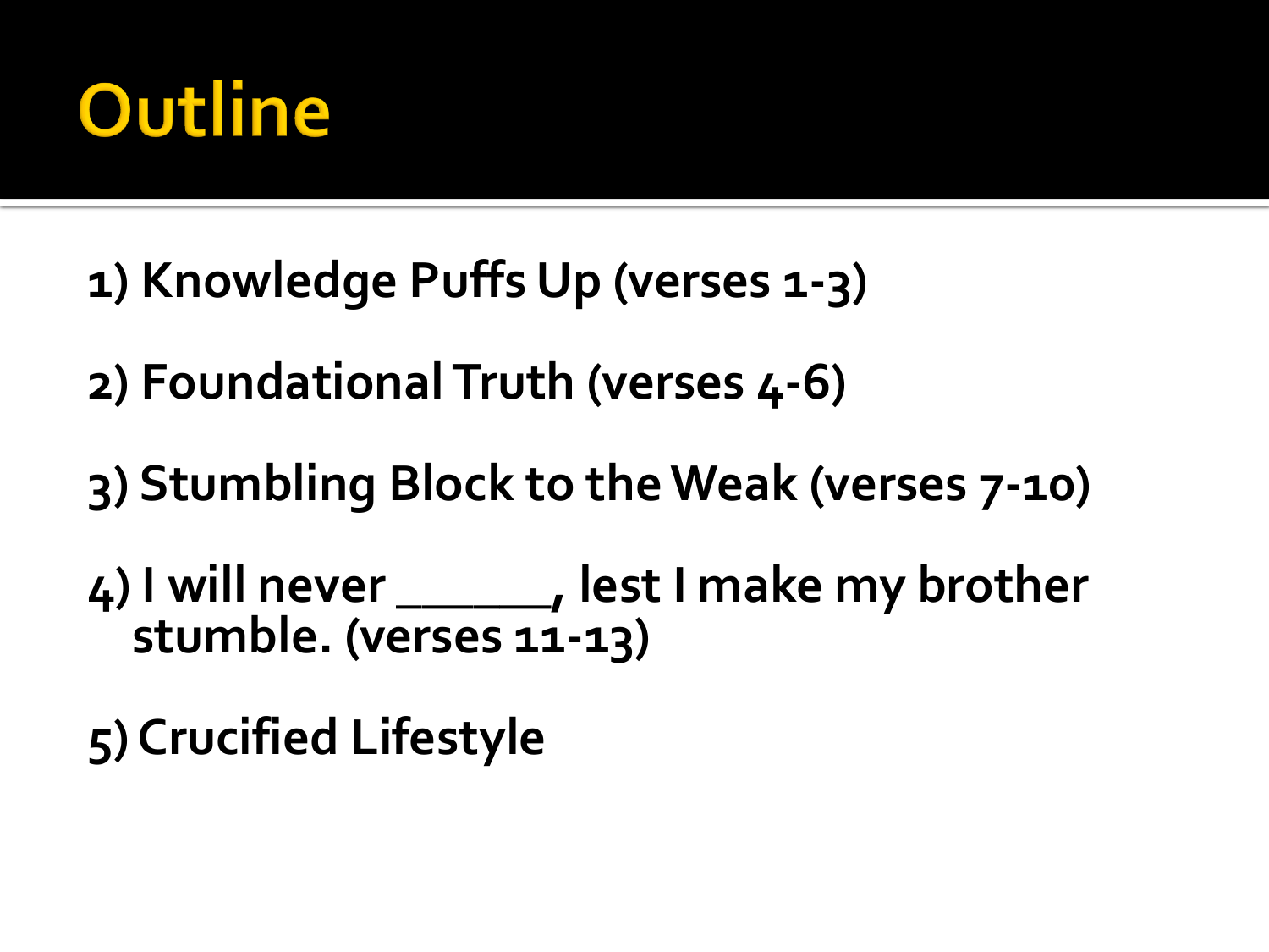# Outline

1) Knowledge Puffs Up (verses 1-3)

2) Foundational Truth (verses 4-6)

3) Stumbling Block to the Weak (verses 7-10)

4) I will never ______, lest I make my brother stumble. (verses 11-13)

5) Crucified Lifestyle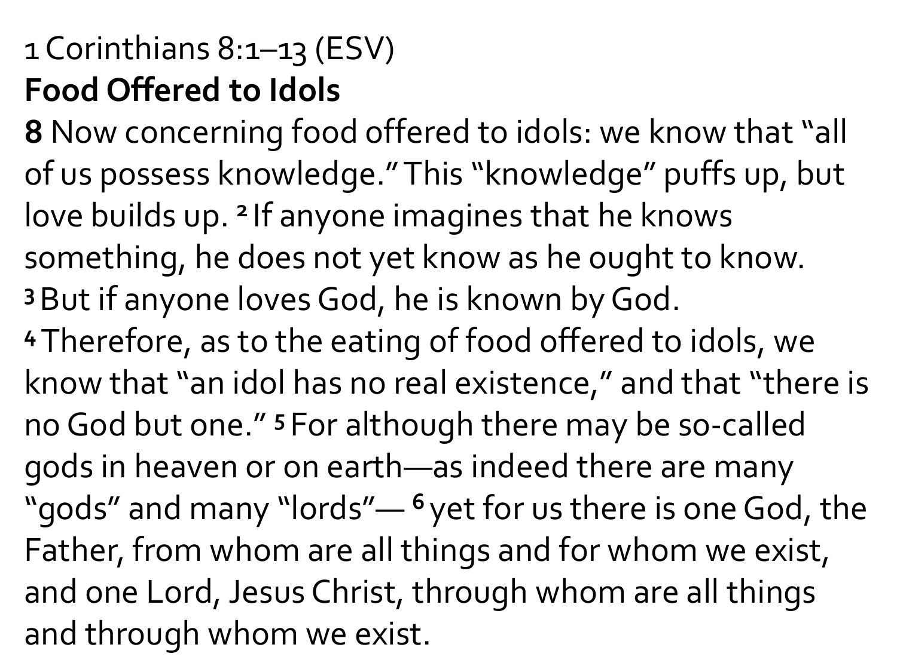1 Corinthians 8:1–13 (ESV)

**Food Offered to Idols**

**8** Now concerning food offered to idols: we know that "all of us possess knowledge." This "knowledge" puffs up, but love builds up. **2** If anyone imagines that he knows something, he does not yet know as he ought to know. **3** But if anyone loves God, he is known by God.

**4** Therefore, as to the eating of food offered to idols, we know that "an idol has no real existence," and that "there is no God but one." **5** For although there may be so-called gods in heaven or on earth—as indeed there are many "gods" and many "lords"— **6** yet for us there is one God, the Father, from whom are all things and for whom we exist, and one Lord, Jesus Christ, through whom are all things and through whom we exist.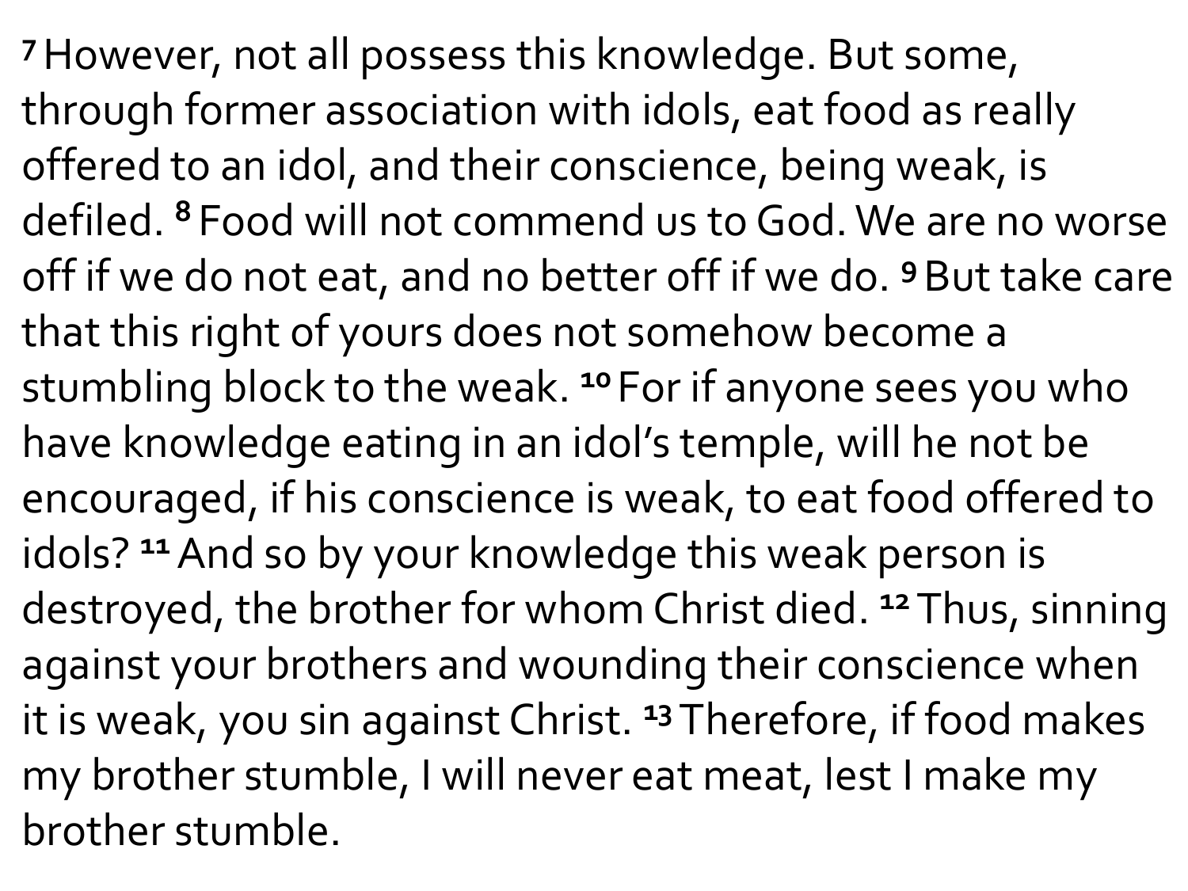[7] However, not all possess this knowledge. But some, through former association with idols, eat food as really offered to an idol, and their conscience, being weak, is defiled. [8] Food will not commend us to God. We are no worse off if we do not eat, and no better off if we do. [9] But take care that this right of yours does not somehow become a stumbling block to the weak. [10] For if anyone sees you who have knowledge eating in an idol's temple, will he not be encouraged, if his conscience is weak, to eat food offered to idols? [11] And so by your knowledge this weak person is destroyed, the brother for whom Christ died. [12] Thus, sinning against your brothers and wounding their conscience when it is weak, you sin against Christ. [13] Therefore, if food makes my brother stumble, I will never eat meat, lest I make my brother stumble.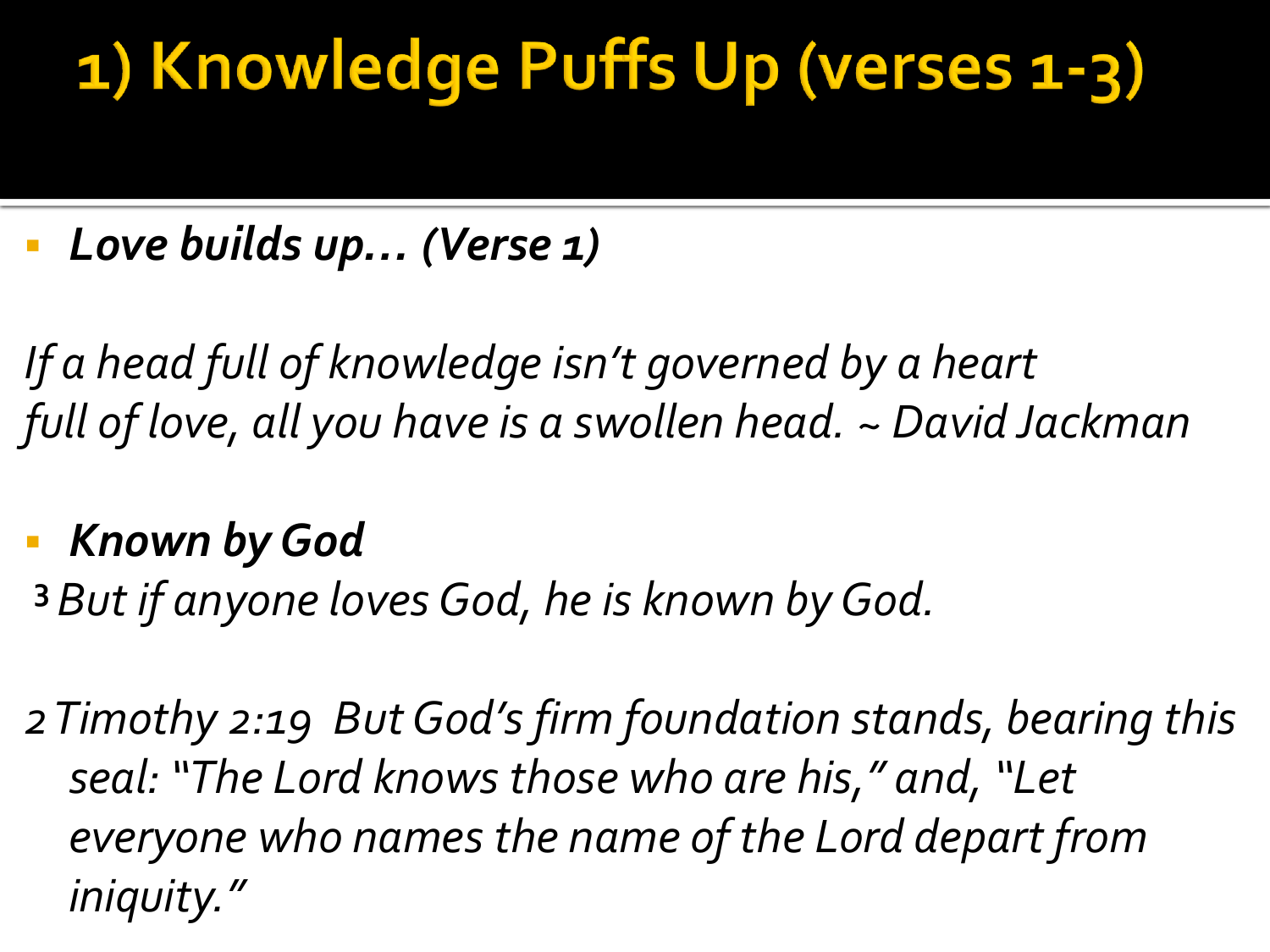# 1) Knowledge Puffs Up (verses 1-3)

- ***Love builds up… (Verse 1)***

*If a head full of knowledge isn't governed by a heart full of love, all you have is a swollen head. ~ David Jackman*

- ***Known by God***

**3** *But if anyone loves God, he is known by God.*

*2 Timothy 2:19 But God's firm foundation stands, bearing this seal: "The Lord knows those who are his," and, "Let everyone who names the name of the Lord depart from iniquity."*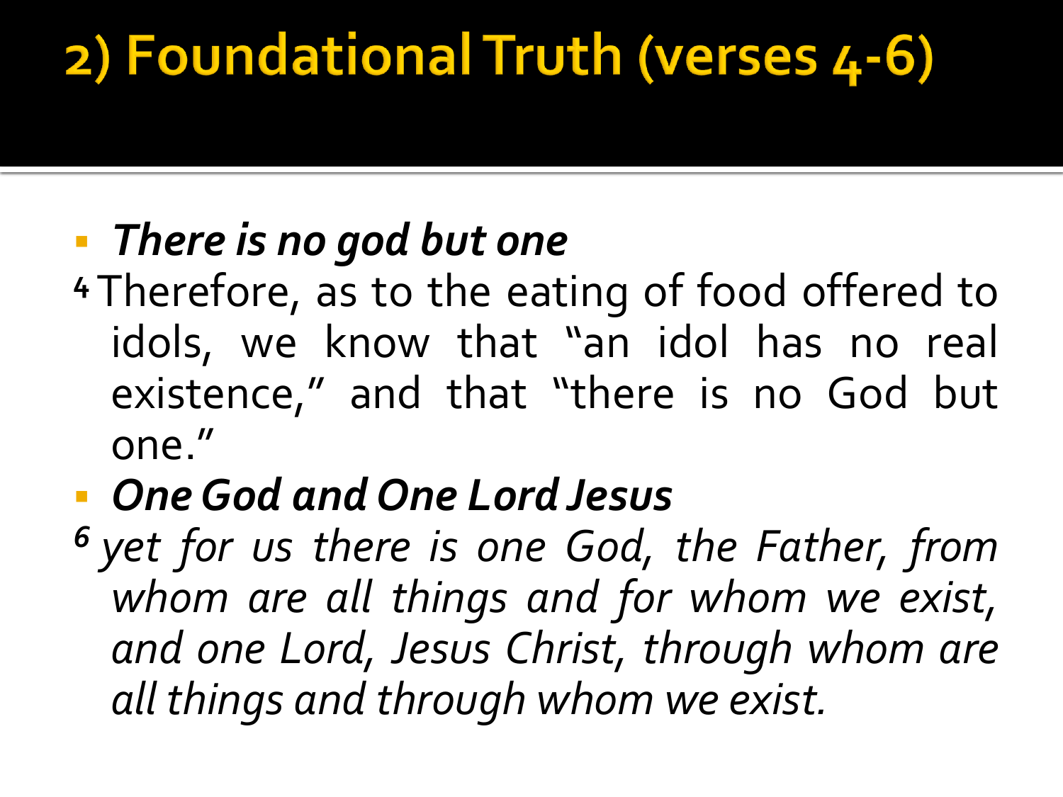# 2) Foundational Truth (verses 4-6)

- ***There is no god but one***

[4] Therefore, as to the eating of food offered to idols, we know that "an idol has no real existence," and that "there is no God but one."

- ***One God and One Lord Jesus***

*[6] yet for us there is one God, the Father, from whom are all things and for whom we exist, and one Lord, Jesus Christ, through whom are all things and through whom we exist.*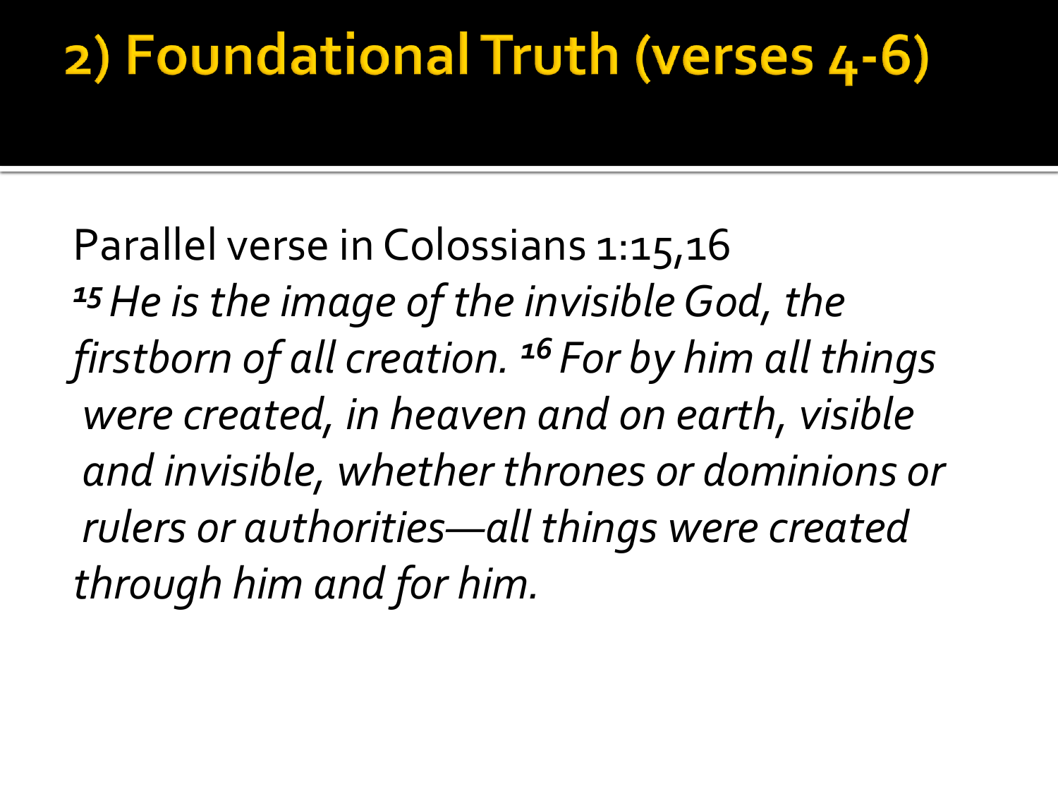# 2) Foundational Truth (verses 4-6)

Parallel verse in Colossians 1:15,16

*15 He is the image of the invisible God, the firstborn of all creation. 16 For by him all things were created, in heaven and on earth, visible and invisible, whether thrones or dominions or rulers or authorities—all things were created through him and for him.*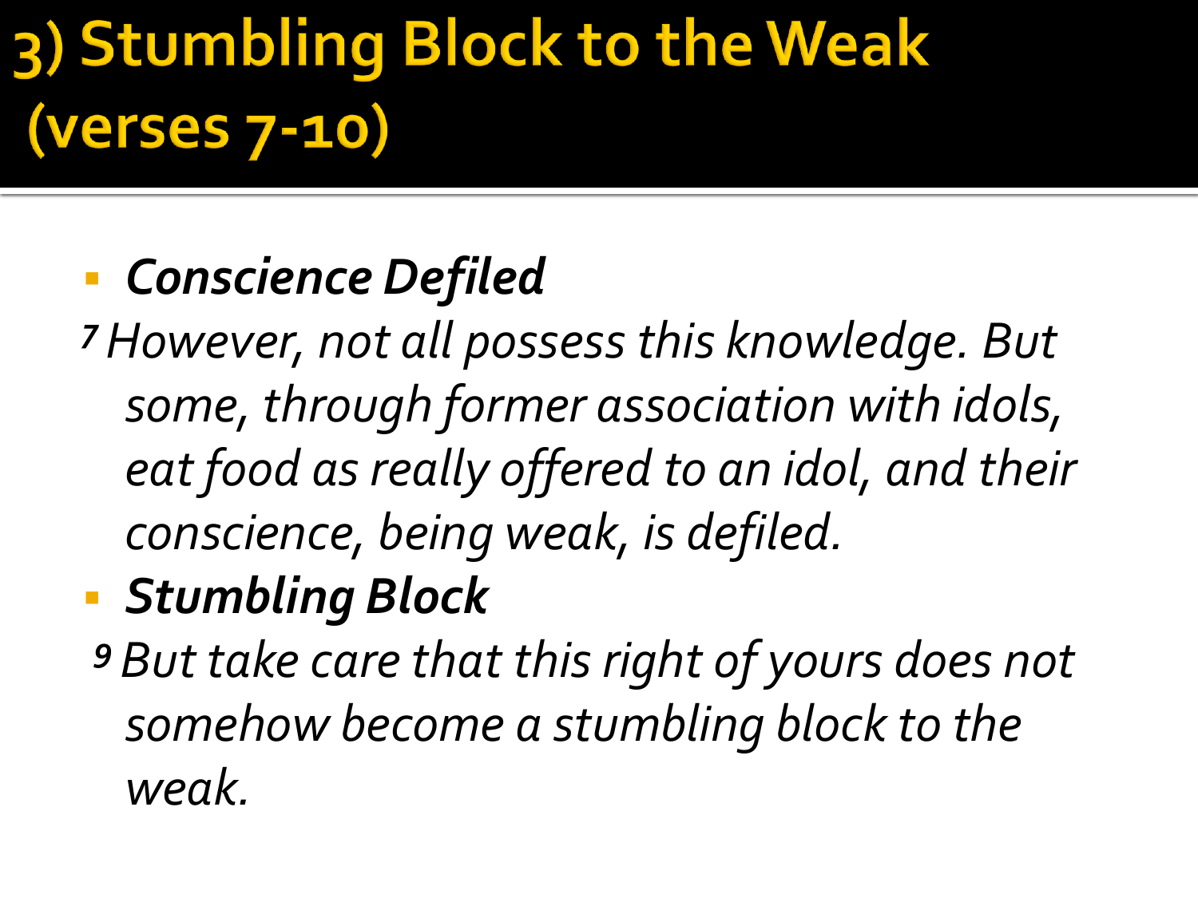# 3) Stumbling Block to the Weak (verses 7-10)

- ***Conscience Defiled***

*[7] However, not all possess this knowledge. But some, through former association with idols, eat food as really offered to an idol, and their conscience, being weak, is defiled.*

- ***Stumbling Block***

*[9] But take care that this right of yours does not somehow become a stumbling block to the weak.*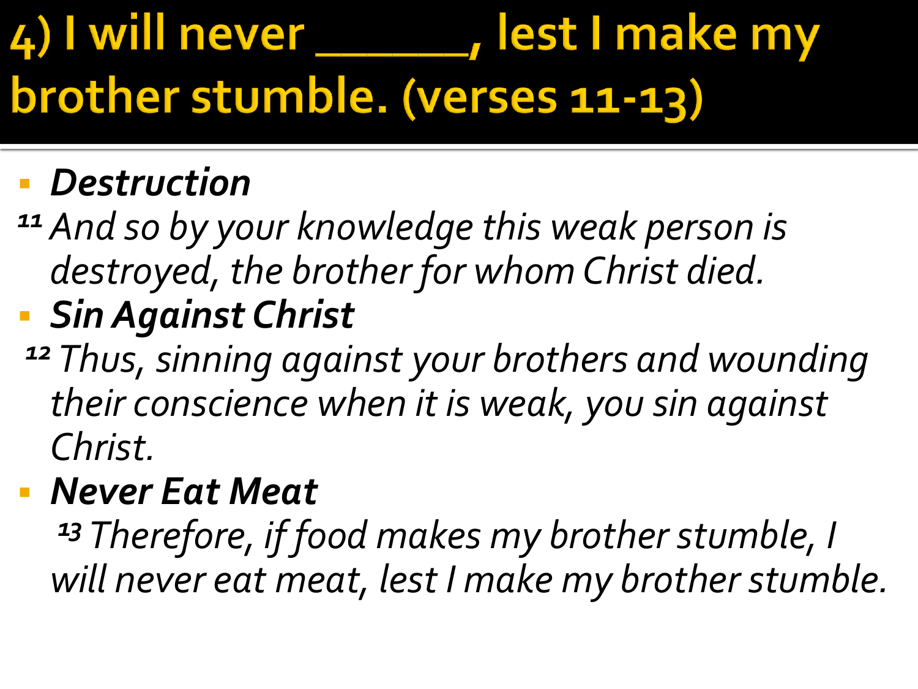# 4) I will never ______, lest I make my brother stumble. (verses 11-13)

- ***Destruction***

[11] *And so by your knowledge this weak person is destroyed, the brother for whom Christ died.*

- ***Sin Against Christ***

[12] *Thus, sinning against your brothers and wounding their conscience when it is weak, you sin against Christ.*

- ***Never Eat Meat***

[13] *Therefore, if food makes my brother stumble, I will never eat meat, lest I make my brother stumble.*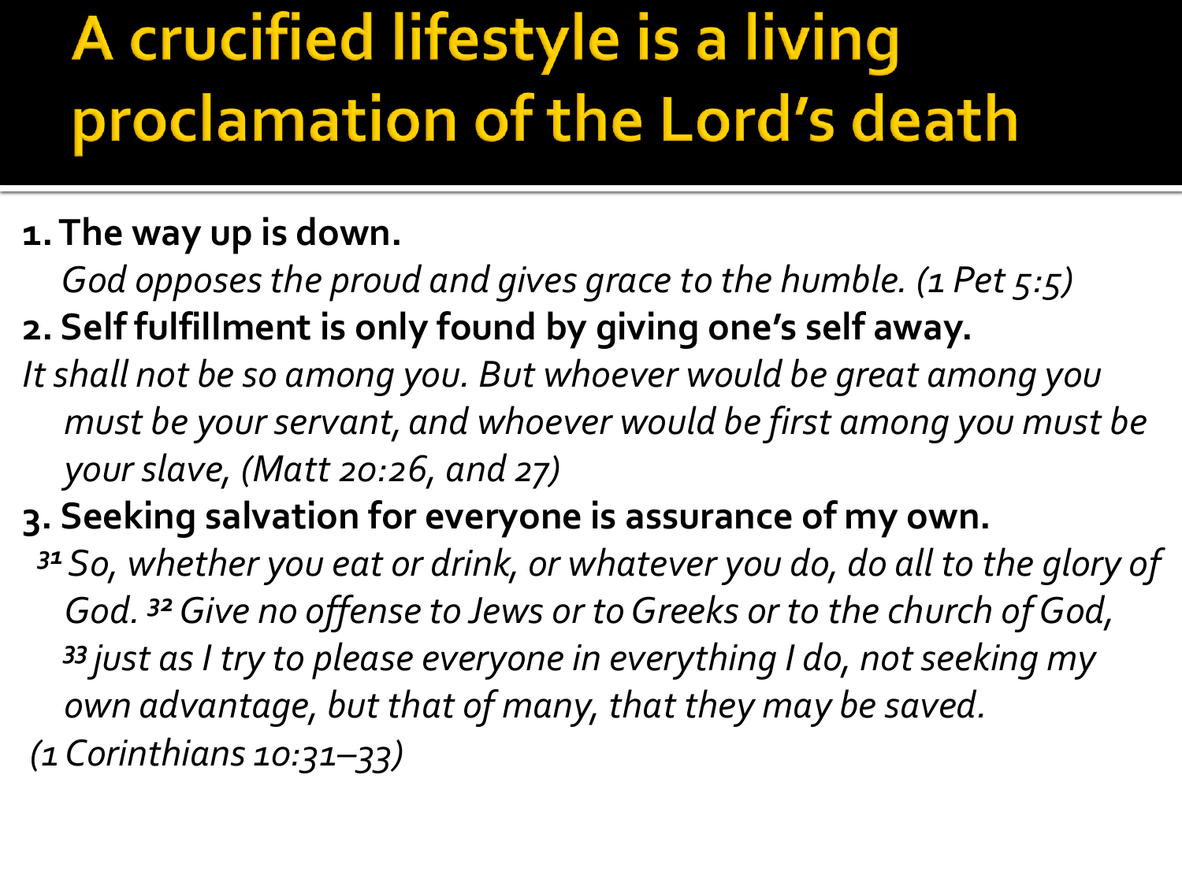# A crucified lifestyle is a living proclamation of the Lord's death

**1. The way up is down.**

*God opposes the proud and gives grace to the humble. (1 Pet 5:5)*

**2. Self fulfillment is only found by giving one's self away.**

*It shall not be so among you. But whoever would be great among you must be your servant, and whoever would be first among you must be your slave, (Matt 20:26, and 27)*

**3. Seeking salvation for everyone is assurance of my own.**

*[31] So, whether you eat or drink, or whatever you do, do all to the glory of God. [32] Give no offense to Jews or to Greeks or to the church of God, [33] just as I try to please everyone in everything I do, not seeking my own advantage, but that of many, that they may be saved.*

*(1 Corinthians 10:31–33)*